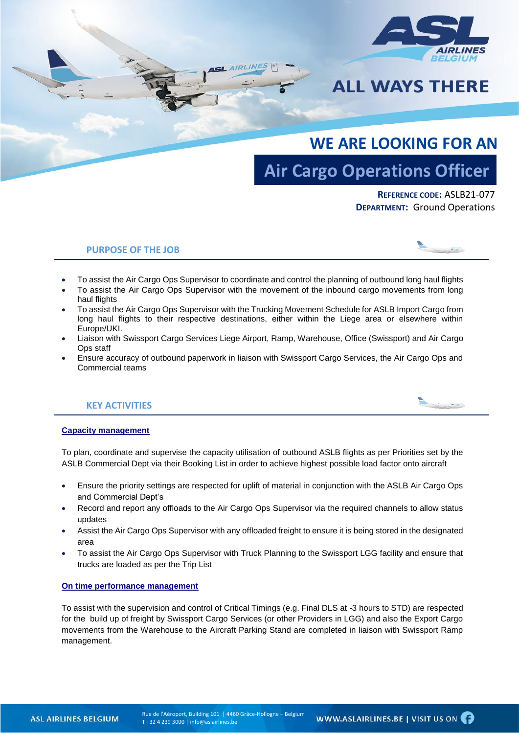ASL AIRLINES BELGIUM

ALL WAYS THERE

## WE ARE LOOKING FOR AN

# Air Cargo Operations Officer

**REFERENCE CODE:** ASLB21-077
**DEPARTMENT:** Ground Operations

## PURPOSE OF THE JOB

- To assist the Air Cargo Ops Supervisor to coordinate and control the planning of outbound long haul flights
- To assist the Air Cargo Ops Supervisor with the movement of the inbound cargo movements from long haul flights
- To assist the Air Cargo Ops Supervisor with the Trucking Movement Schedule for ASLB Import Cargo from long haul flights to their respective destinations, either within the Liege area or elsewhere within Europe/UKI.
- Liaison with Swissport Cargo Services Liege Airport, Ramp, Warehouse, Office (Swissport) and Air Cargo Ops staff
- Ensure accuracy of outbound paperwork in liaison with Swissport Cargo Services, the Air Cargo Ops and Commercial teams

## KEY ACTIVITIES

### Capacity management

To plan, coordinate and supervise the capacity utilisation of outbound ASLB flights as per Priorities set by the ASLB Commercial Dept via their Booking List in order to achieve highest possible load factor onto aircraft

- Ensure the priority settings are respected for uplift of material in conjunction with the ASLB Air Cargo Ops and Commercial Dept's
- Record and report any offloads to the Air Cargo Ops Supervisor via the required channels to allow status updates
- Assist the Air Cargo Ops Supervisor with any offloaded freight to ensure it is being stored in the designated area
- To assist the Air Cargo Ops Supervisor with Truck Planning to the Swissport LGG facility and ensure that trucks are loaded as per the Trip List

### On time performance management

To assist with the supervision and control of Critical Timings (e.g. Final DLS at -3 hours to STD) are respected for the build up of freight by Swissport Cargo Services (or other Providers in LGG) and also the Export Cargo movements from the Warehouse to the Aircraft Parking Stand are completed in liaison with Swissport Ramp management.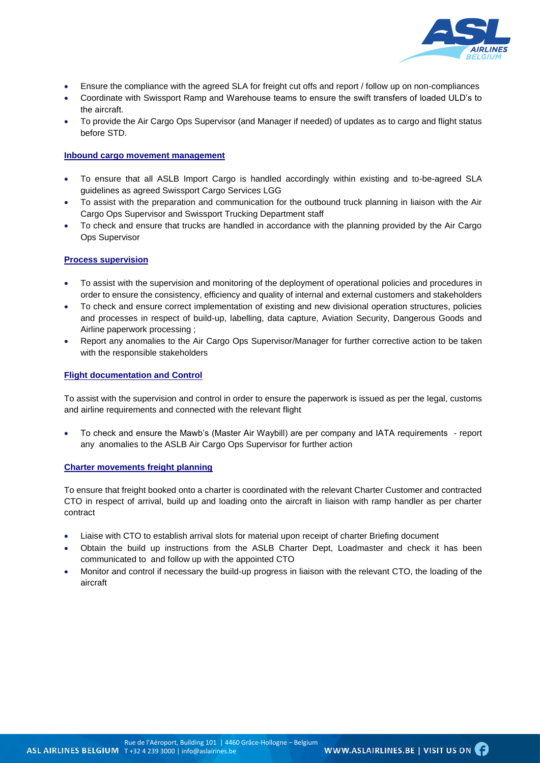- Ensure the compliance with the agreed SLA for freight cut offs and report / follow up on non-compliances
- Coordinate with Swissport Ramp and Warehouse teams to ensure the swift transfers of loaded ULD's to the aircraft.
- To provide the Air Cargo Ops Supervisor (and Manager if needed) of updates as to cargo and flight status before STD.

**Inbound cargo movement management**

- To ensure that all ASLB Import Cargo is handled accordingly within existing and to-be-agreed SLA guidelines as agreed Swissport Cargo Services LGG
- To assist with the preparation and communication for the outbound truck planning in liaison with the Air Cargo Ops Supervisor and Swissport Trucking Department staff
- To check and ensure that trucks are handled in accordance with the planning provided by the Air Cargo Ops Supervisor

**Process supervision**

- To assist with the supervision and monitoring of the deployment of operational policies and procedures in order to ensure the consistency, efficiency and quality of internal and external customers and stakeholders
- To check and ensure correct implementation of existing and new divisional operation structures, policies and processes in respect of build-up, labelling, data capture, Aviation Security, Dangerous Goods and Airline paperwork processing ;
- Report any anomalies to the Air Cargo Ops Supervisor/Manager for further corrective action to be taken with the responsible stakeholders

**Flight documentation and Control**

To assist with the supervision and control in order to ensure the paperwork is issued as per the legal, customs and airline requirements and connected with the relevant flight

- To check and ensure the Mawb's (Master Air Waybill) are per company and IATA requirements - report any anomalies to the ASLB Air Cargo Ops Supervisor for further action

**Charter movements freight planning**

To ensure that freight booked onto a charter is coordinated with the relevant Charter Customer and contracted CTO in respect of arrival, build up and loading onto the aircraft in liaison with ramp handler as per charter contract

- Liaise with CTO to establish arrival slots for material upon receipt of charter Briefing document
- Obtain the build up instructions from the ASLB Charter Dept, Loadmaster and check it has been communicated to and follow up with the appointed CTO
- Monitor and control if necessary the build-up progress in liaison with the relevant CTO, the loading of the aircraft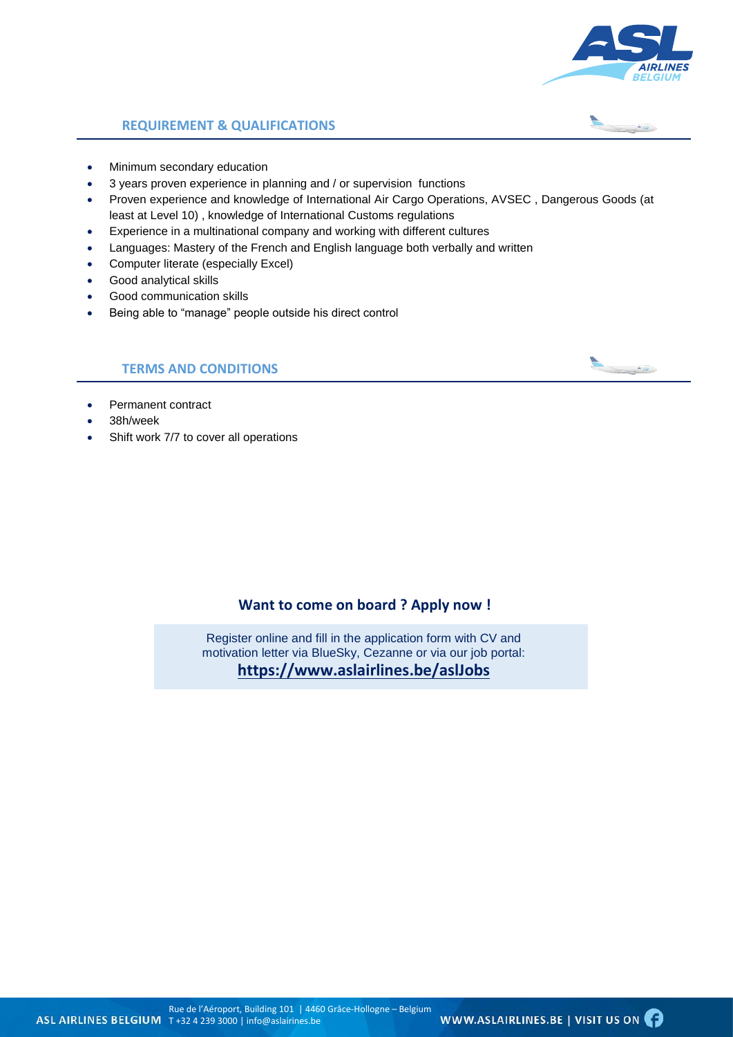## REQUIREMENT & QUALIFICATIONS

- Minimum secondary education
- 3 years proven experience in planning and / or supervision functions
- Proven experience and knowledge of International Air Cargo Operations, AVSEC , Dangerous Goods (at least at Level 10) , knowledge of International Customs regulations
- Experience in a multinational company and working with different cultures
- Languages: Mastery of the French and English language both verbally and written
- Computer literate (especially Excel)
- Good analytical skills
- Good communication skills
- Being able to “manage” people outside his direct control

## TERMS AND CONDITIONS

- Permanent contract
- 38h/week
- Shift work 7/7 to cover all operations

**Want to come on board ? Apply now !**

Register online and fill in the application form with CV and motivation letter via BlueSky, Cezanne or via our job portal:
**https://www.aslairlines.be/aslJobs**